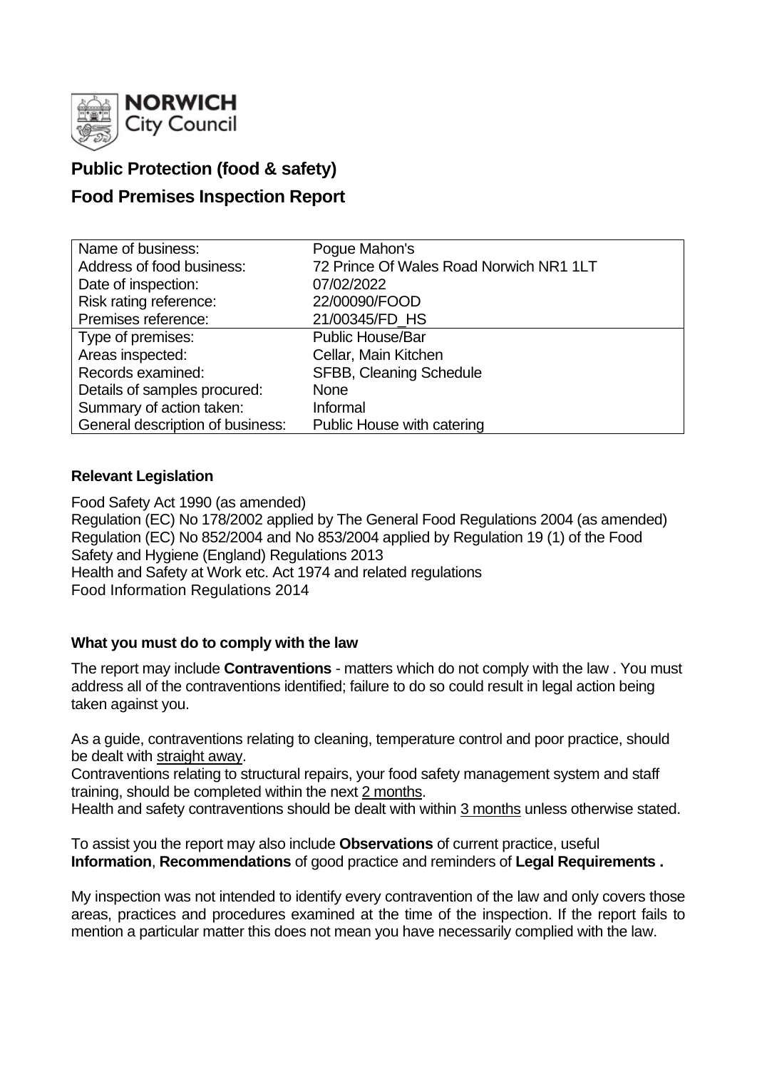NORWICH City Council

# Public Protection (food & safety)

# Food Premises Inspection Report

| Name of business: | Pogue Mahon's |
|---|---|
| Address of food business: | 72 Prince Of Wales Road Norwich NR1 1LT |
| Date of inspection: | 07/02/2022 |
| Risk rating reference: | 22/00090/FOOD |
| Premises reference: | 21/00345/FD_HS |
| Type of premises: | Public House/Bar |
| Areas inspected: | Cellar, Main Kitchen |
| Records examined: | SFBB, Cleaning Schedule |
| Details of samples procured: | None |
| Summary of action taken: | Informal |
| General description of business: | Public House with catering |

## Relevant Legislation

Food Safety Act 1990 (as amended)
Regulation (EC) No 178/2002 applied by The General Food Regulations 2004 (as amended)
Regulation (EC) No 852/2004 and No 853/2004 applied by Regulation 19 (1) of the Food Safety and Hygiene (England) Regulations 2013
Health and Safety at Work etc. Act 1974 and related regulations
Food Information Regulations 2014

## What you must do to comply with the law

The report may include **Contraventions** - matters which do not comply with the law . You must address all of the contraventions identified; failure to do so could result in legal action being taken against you.

As a guide, contraventions relating to cleaning, temperature control and poor practice, should be dealt with straight away.
Contraventions relating to structural repairs, your food safety management system and staff training, should be completed within the next 2 months.
Health and safety contraventions should be dealt with within 3 months unless otherwise stated.

To assist you the report may also include **Observations** of current practice, useful **Information**, **Recommendations** of good practice and reminders of **Legal Requirements .**

My inspection was not intended to identify every contravention of the law and only covers those areas, practices and procedures examined at the time of the inspection. If the report fails to mention a particular matter this does not mean you have necessarily complied with the law.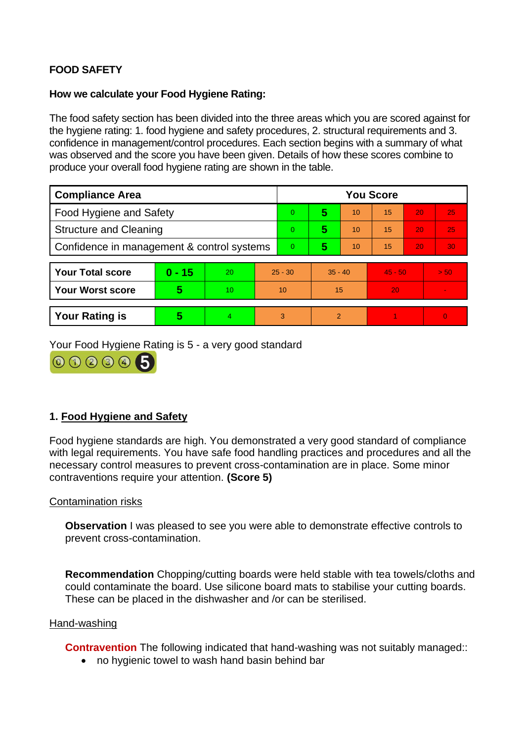**FOOD SAFETY**

**How we calculate your Food Hygiene Rating:**

The food safety section has been divided into the three areas which you are scored against for the hygiene rating: 1. food hygiene and safety procedures, 2. structural requirements and 3. confidence in management/control procedures. Each section begins with a summary of what was observed and the score you have been given. Details of how these scores combine to produce your overall food hygiene rating are shown in the table.

| Compliance Area | You Score | | | | | |
|---|---|---|---|---|---|---|
| Food Hygiene and Safety | 0 | **5** | 10 | 15 | 20 | 25 |
| Structure and Cleaning | 0 | **5** | 10 | 15 | 20 | 25 |
| Confidence in management & control systems | 0 | **5** | 10 | 15 | 20 | 30 |

| | | | | | | |
|---|---|---|---|---|---|---|
| **Your Total score** | **0 - 15** | 20 | 25 - 30 | 35 - 40 | 45 - 50 | > 50 |
| **Your Worst score** | **5** | 10 | 10 | 15 | 20 | - |

| | | | | | | |
|---|---|---|---|---|---|---|
| **Your Rating is** | **5** | 4 | 3 | 2 | 1 | 0 |

Your Food Hygiene Rating is 5 - a very good standard

## 1. Food Hygiene and Safety

Food hygiene standards are high. You demonstrated a very good standard of compliance with legal requirements. You have safe food handling practices and procedures and all the necessary control measures to prevent cross-contamination are in place. Some minor contraventions require your attention. **(Score 5)**

Contamination risks

**Observation** I was pleased to see you were able to demonstrate effective controls to prevent cross-contamination.

**Recommendation** Chopping/cutting boards were held stable with tea towels/cloths and could contaminate the board. Use silicone board mats to stabilise your cutting boards. These can be placed in the dishwasher and /or can be sterilised.

Hand-washing

**Contravention** The following indicated that hand-washing was not suitably managed::

- no hygienic towel to wash hand basin behind bar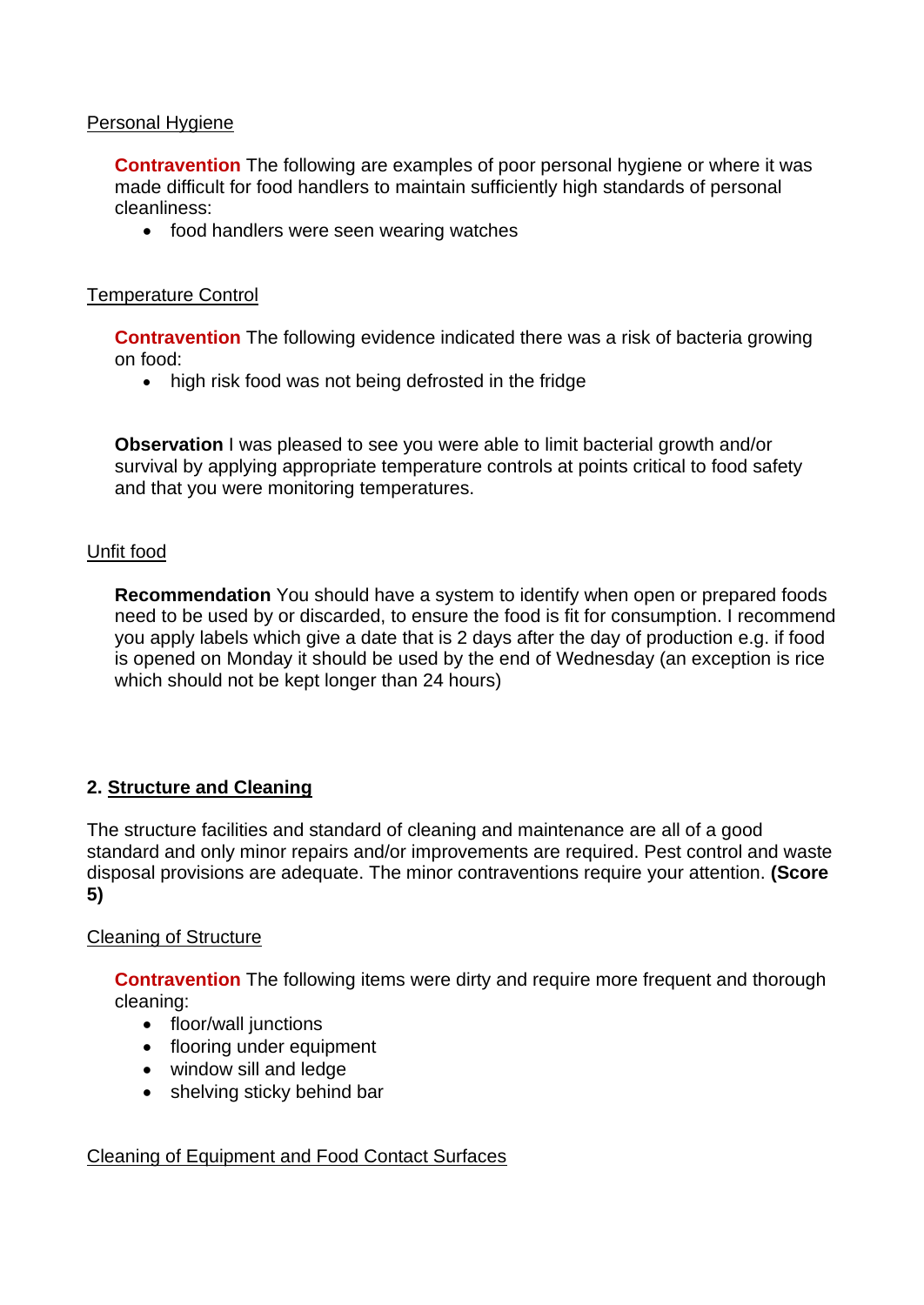Personal Hygiene

**Contravention** The following are examples of poor personal hygiene or where it was made difficult for food handlers to maintain sufficiently high standards of personal cleanliness:

- food handlers were seen wearing watches

Temperature Control

**Contravention** The following evidence indicated there was a risk of bacteria growing on food:

- high risk food was not being defrosted in the fridge

**Observation** I was pleased to see you were able to limit bacterial growth and/or survival by applying appropriate temperature controls at points critical to food safety and that you were monitoring temperatures.

Unfit food

**Recommendation** You should have a system to identify when open or prepared foods need to be used by or discarded, to ensure the food is fit for consumption. I recommend you apply labels which give a date that is 2 days after the day of production e.g. if food is opened on Monday it should be used by the end of Wednesday (an exception is rice which should not be kept longer than 24 hours)

## 2. Structure and Cleaning

The structure facilities and standard of cleaning and maintenance are all of a good standard and only minor repairs and/or improvements are required. Pest control and waste disposal provisions are adequate. The minor contraventions require your attention. **(Score 5)**

Cleaning of Structure

**Contravention** The following items were dirty and require more frequent and thorough cleaning:

- floor/wall junctions
- flooring under equipment
- window sill and ledge
- shelving sticky behind bar

Cleaning of Equipment and Food Contact Surfaces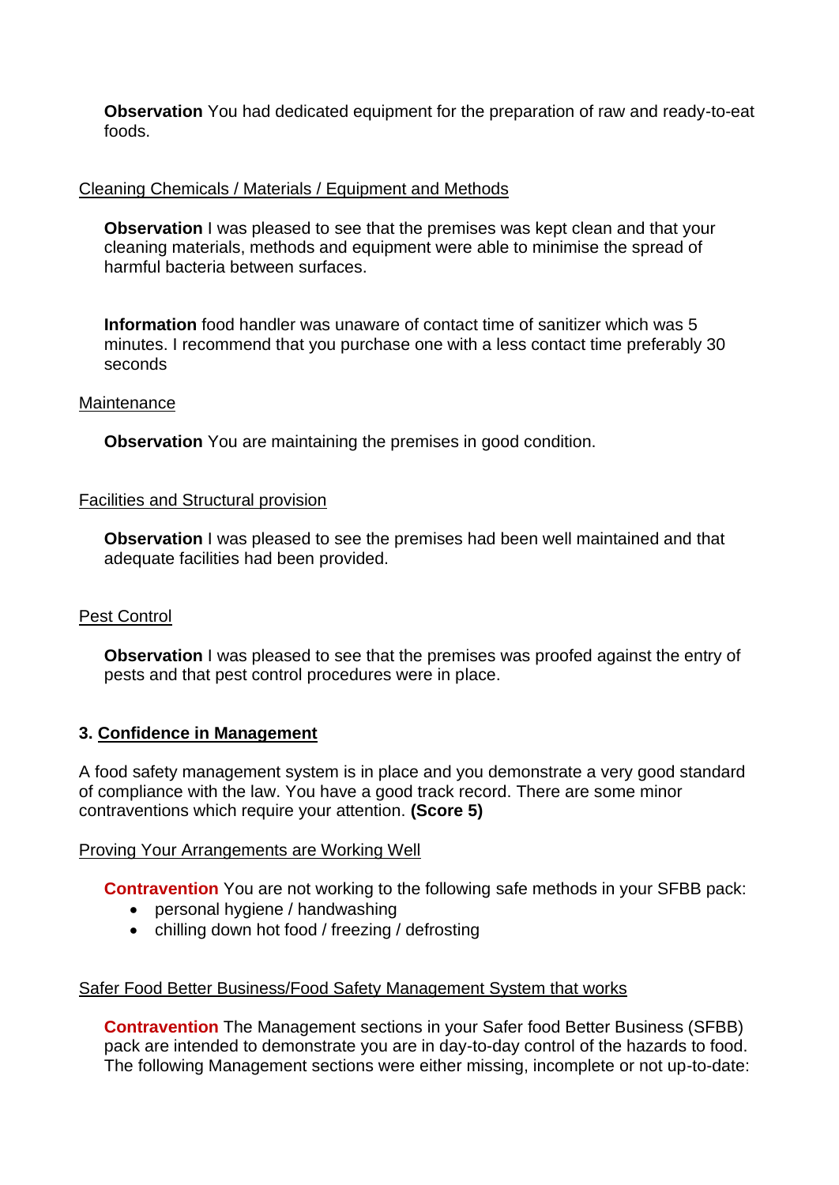**Observation** You had dedicated equipment for the preparation of raw and ready-to-eat foods.

Cleaning Chemicals / Materials / Equipment and Methods

**Observation** I was pleased to see that the premises was kept clean and that your cleaning materials, methods and equipment were able to minimise the spread of harmful bacteria between surfaces.

**Information** food handler was unaware of contact time of sanitizer which was 5 minutes. I recommend that you purchase one with a less contact time preferably 30 seconds

Maintenance

**Observation** You are maintaining the premises in good condition.

Facilities and Structural provision

**Observation** I was pleased to see the premises had been well maintained and that adequate facilities had been provided.

Pest Control

**Observation** I was pleased to see that the premises was proofed against the entry of pests and that pest control procedures were in place.

### 3. Confidence in Management

A food safety management system is in place and you demonstrate a very good standard of compliance with the law. You have a good track record. There are some minor contraventions which require your attention. **(Score 5)**

Proving Your Arrangements are Working Well

**Contravention** You are not working to the following safe methods in your SFBB pack:

- personal hygiene / handwashing
- chilling down hot food / freezing / defrosting

Safer Food Better Business/Food Safety Management System that works

**Contravention** The Management sections in your Safer food Better Business (SFBB) pack are intended to demonstrate you are in day-to-day control of the hazards to food. The following Management sections were either missing, incomplete or not up-to-date: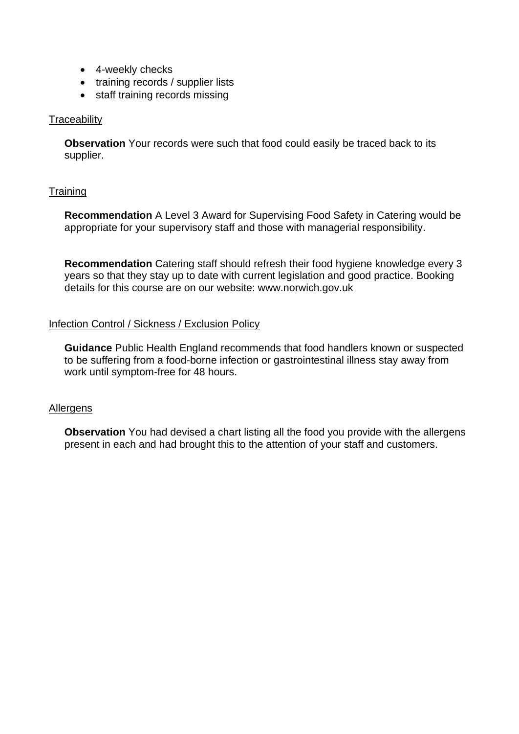- 4-weekly checks
- training records / supplier lists
- staff training records missing

Traceability

**Observation** Your records were such that food could easily be traced back to its supplier.

Training

**Recommendation** A Level 3 Award for Supervising Food Safety in Catering would be appropriate for your supervisory staff and those with managerial responsibility.

**Recommendation** Catering staff should refresh their food hygiene knowledge every 3 years so that they stay up to date with current legislation and good practice. Booking details for this course are on our website: www.norwich.gov.uk

Infection Control / Sickness / Exclusion Policy

**Guidance** Public Health England recommends that food handlers known or suspected to be suffering from a food-borne infection or gastrointestinal illness stay away from work until symptom-free for 48 hours.

Allergens

**Observation** You had devised a chart listing all the food you provide with the allergens present in each and had brought this to the attention of your staff and customers.